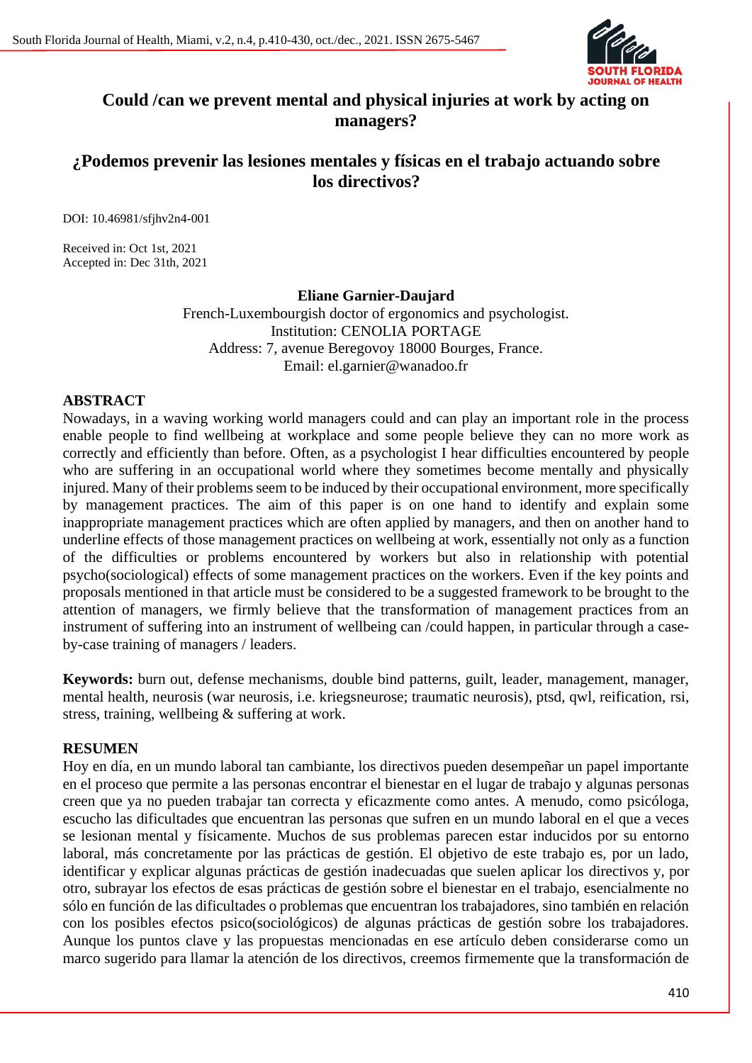# Could /can we prevent mental and physical injuries at work by acting on managers?

# ¿Podemos prevenir las lesiones mentales y físicas en el trabajo actuando sobre los directivos?

DOI: 10.46981/sfjhv2n4-001

Received in: Oct 1st, 2021
Accepted in: Dec 31th, 2021

**Eliane Garnier-Daujard**

French-Luxembourgish doctor of ergonomics and psychologist.
Institution: CENOLIA PORTAGE
Address: 7, avenue Beregovoy 18000 Bourges, France.
Email: el.garnier@wanadoo.fr

## ABSTRACT

Nowadays, in a waving working world managers could and can play an important role in the process enable people to find wellbeing at workplace and some people believe they can no more work as correctly and efficiently than before. Often, as a psychologist I hear difficulties encountered by people who are suffering in an occupational world where they sometimes become mentally and physically injured. Many of their problems seem to be induced by their occupational environment, more specifically by management practices. The aim of this paper is on one hand to identify and explain some inappropriate management practices which are often applied by managers, and then on another hand to underline effects of those management practices on wellbeing at work, essentially not only as a function of the difficulties or problems encountered by workers but also in relationship with potential psycho(sociological) effects of some management practices on the workers. Even if the key points and proposals mentioned in that article must be considered to be a suggested framework to be brought to the attention of managers, we firmly believe that the transformation of management practices from an instrument of suffering into an instrument of wellbeing can /could happen, in particular through a case-by-case training of managers / leaders.

**Keywords:** burn out, defense mechanisms, double bind patterns, guilt, leader, management, manager, mental health, neurosis (war neurosis, i.e. kriegsneurose; traumatic neurosis), ptsd, qwl, reification, rsi, stress, training, wellbeing & suffering at work.

## RESUMEN

Hoy en día, en un mundo laboral tan cambiante, los directivos pueden desempeñar un papel importante en el proceso que permite a las personas encontrar el bienestar en el lugar de trabajo y algunas personas creen que ya no pueden trabajar tan correcta y eficazmente como antes. A menudo, como psicóloga, escucho las dificultades que encuentran las personas que sufren en un mundo laboral en el que a veces se lesionan mental y físicamente. Muchos de sus problemas parecen estar inducidos por su entorno laboral, más concretamente por las prácticas de gestión. El objetivo de este trabajo es, por un lado, identificar y explicar algunas prácticas de gestión inadecuadas que suelen aplicar los directivos y, por otro, subrayar los efectos de esas prácticas de gestión sobre el bienestar en el trabajo, esencialmente no sólo en función de las dificultades o problemas que encuentran los trabajadores, sino también en relación con los posibles efectos psico(sociológicos) de algunas prácticas de gestión sobre los trabajadores. Aunque los puntos clave y las propuestas mencionadas en ese artículo deben considerarse como un marco sugerido para llamar la atención de los directivos, creemos firmemente que la transformación de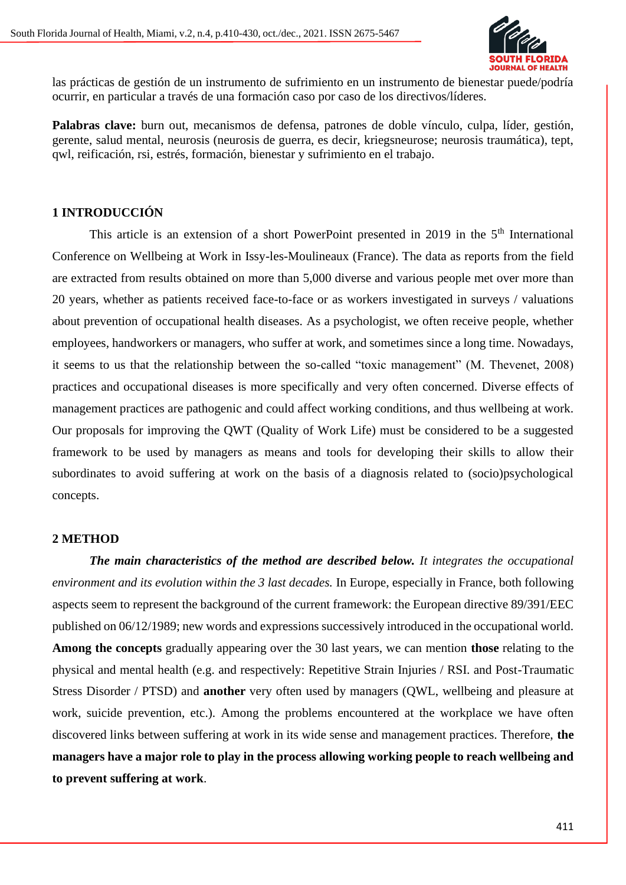las prácticas de gestión de un instrumento de sufrimiento en un instrumento de bienestar puede/podría ocurrir, en particular a través de una formación caso por caso de los directivos/líderes.

**Palabras clave:** burn out, mecanismos de defensa, patrones de doble vínculo, culpa, líder, gestión, gerente, salud mental, neurosis (neurosis de guerra, es decir, kriegsneurose; neurosis traumática), tept, qwl, reificación, rsi, estrés, formación, bienestar y sufrimiento en el trabajo.

## 1 INTRODUCCIÓN

This article is an extension of a short PowerPoint presented in 2019 in the 5th International Conference on Wellbeing at Work in Issy-les-Moulineaux (France). The data as reports from the field are extracted from results obtained on more than 5,000 diverse and various people met over more than 20 years, whether as patients received face-to-face or as workers investigated in surveys / valuations about prevention of occupational health diseases. As a psychologist, we often receive people, whether employees, handworkers or managers, who suffer at work, and sometimes since a long time. Nowadays, it seems to us that the relationship between the so-called "toxic management" (M. Thevenet, 2008) practices and occupational diseases is more specifically and very often concerned. Diverse effects of management practices are pathogenic and could affect working conditions, and thus wellbeing at work. Our proposals for improving the QWT (Quality of Work Life) must be considered to be a suggested framework to be used by managers as means and tools for developing their skills to allow their subordinates to avoid suffering at work on the basis of a diagnosis related to (socio)psychological concepts.

## 2 METHOD

***The main characteristics of the method are described below.*** *It integrates the occupational environment and its evolution within the 3 last decades.* In Europe, especially in France, both following aspects seem to represent the background of the current framework: the European directive 89/391/EEC published on 06/12/1989; new words and expressions successively introduced in the occupational world. **Among the concepts** gradually appearing over the 30 last years, we can mention **those** relating to the physical and mental health (e.g. and respectively: Repetitive Strain Injuries / RSI. and Post-Traumatic Stress Disorder / PTSD) and **another** very often used by managers (QWL, wellbeing and pleasure at work, suicide prevention, etc.). Among the problems encountered at the workplace we have often discovered links between suffering at work in its wide sense and management practices. Therefore, **the managers have a major role to play in the process allowing working people to reach wellbeing and to prevent suffering at work**.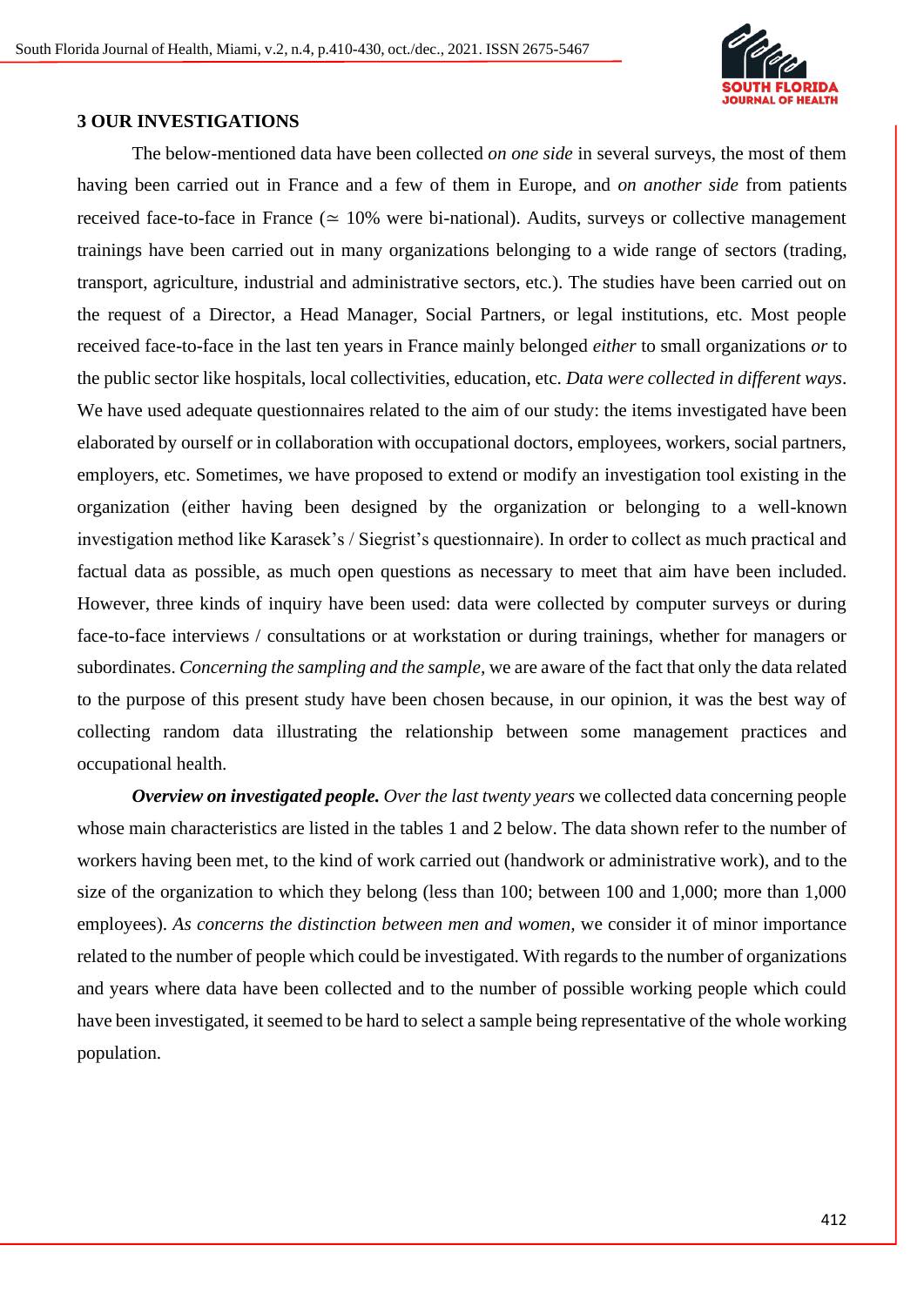## 3 OUR INVESTIGATIONS

The below-mentioned data have been collected *on one side* in several surveys, the most of them having been carried out in France and a few of them in Europe, and *on another side* from patients received face-to-face in France (≃ 10% were bi-national). Audits, surveys or collective management trainings have been carried out in many organizations belonging to a wide range of sectors (trading, transport, agriculture, industrial and administrative sectors, etc.). The studies have been carried out on the request of a Director, a Head Manager, Social Partners, or legal institutions, etc. Most people received face-to-face in the last ten years in France mainly belonged *either* to small organizations *or* to the public sector like hospitals, local collectivities, education, etc. *Data were collected in different ways*. We have used adequate questionnaires related to the aim of our study: the items investigated have been elaborated by ourself or in collaboration with occupational doctors, employees, workers, social partners, employers, etc. Sometimes, we have proposed to extend or modify an investigation tool existing in the organization (either having been designed by the organization or belonging to a well-known investigation method like Karasek's / Siegrist's questionnaire). In order to collect as much practical and factual data as possible, as much open questions as necessary to meet that aim have been included. However, three kinds of inquiry have been used: data were collected by computer surveys or during face-to-face interviews / consultations or at workstation or during trainings, whether for managers or subordinates. *Concerning the sampling and the sample*, we are aware of the fact that only the data related to the purpose of this present study have been chosen because, in our opinion, it was the best way of collecting random data illustrating the relationship between some management practices and occupational health.

***Overview on investigated people.*** *Over the last twenty years* we collected data concerning people whose main characteristics are listed in the tables 1 and 2 below. The data shown refer to the number of workers having been met, to the kind of work carried out (handwork or administrative work), and to the size of the organization to which they belong (less than 100; between 100 and 1,000; more than 1,000 employees). *As concerns the distinction between men and women*, we consider it of minor importance related to the number of people which could be investigated. With regards to the number of organizations and years where data have been collected and to the number of possible working people which could have been investigated, it seemed to be hard to select a sample being representative of the whole working population.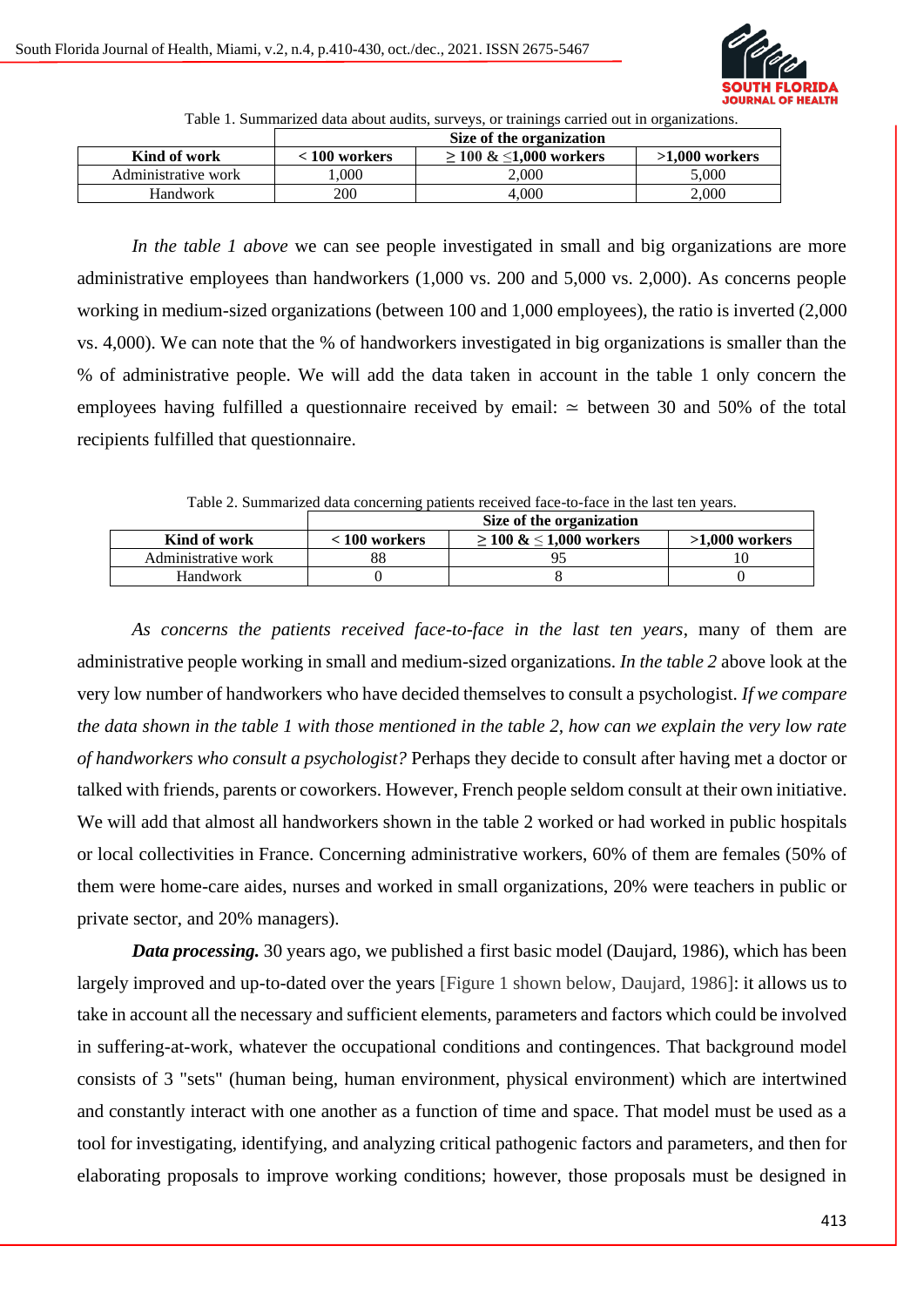Table 1. Summarized data about audits, surveys, or trainings carried out in organizations.

| | Size of the organization | | |
|---|---|---|---|
| **Kind of work** | **< 100 workers** | **≥ 100 & ≤1,000 workers** | **>1,000 workers** |
| Administrative work | 1,000 | 2,000 | 5,000 |
| Handwork | 200 | 4,000 | 2,000 |

*In the table 1 above* we can see people investigated in small and big organizations are more administrative employees than handworkers (1,000 vs. 200 and 5,000 vs. 2,000). As concerns people working in medium-sized organizations (between 100 and 1,000 employees), the ratio is inverted (2,000 vs. 4,000). We can note that the % of handworkers investigated in big organizations is smaller than the % of administrative people. We will add the data taken in account in the table 1 only concern the employees having fulfilled a questionnaire received by email: ≃ between 30 and 50% of the total recipients fulfilled that questionnaire.

Table 2. Summarized data concerning patients received face-to-face in the last ten years.

| | Size of the organization | | |
|---|---|---|---|
| **Kind of work** | **< 100 workers** | **≥ 100 & ≤ 1,000 workers** | **>1,000 workers** |
| Administrative work | 88 | 95 | 10 |
| Handwork | 0 | 8 | 0 |

*As concerns the patients received face-to-face in the last ten years*, many of them are administrative people working in small and medium-sized organizations. *In the table 2* above look at the very low number of handworkers who have decided themselves to consult a psychologist. *If we compare the data shown in the table 1 with those mentioned in the table 2, how can we explain the very low rate of handworkers who consult a psychologist?* Perhaps they decide to consult after having met a doctor or talked with friends, parents or coworkers. However, French people seldom consult at their own initiative. We will add that almost all handworkers shown in the table 2 worked or had worked in public hospitals or local collectivities in France. Concerning administrative workers, 60% of them are females (50% of them were home-care aides, nurses and worked in small organizations, 20% were teachers in public or private sector, and 20% managers).

***Data processing.*** 30 years ago, we published a first basic model (Daujard, 1986), which has been largely improved and up-to-dated over the years [Figure 1 shown below, Daujard, 1986]: it allows us to take in account all the necessary and sufficient elements, parameters and factors which could be involved in suffering-at-work, whatever the occupational conditions and contingences. That background model consists of 3 "sets" (human being, human environment, physical environment) which are intertwined and constantly interact with one another as a function of time and space. That model must be used as a tool for investigating, identifying, and analyzing critical pathogenic factors and parameters, and then for elaborating proposals to improve working conditions; however, those proposals must be designed in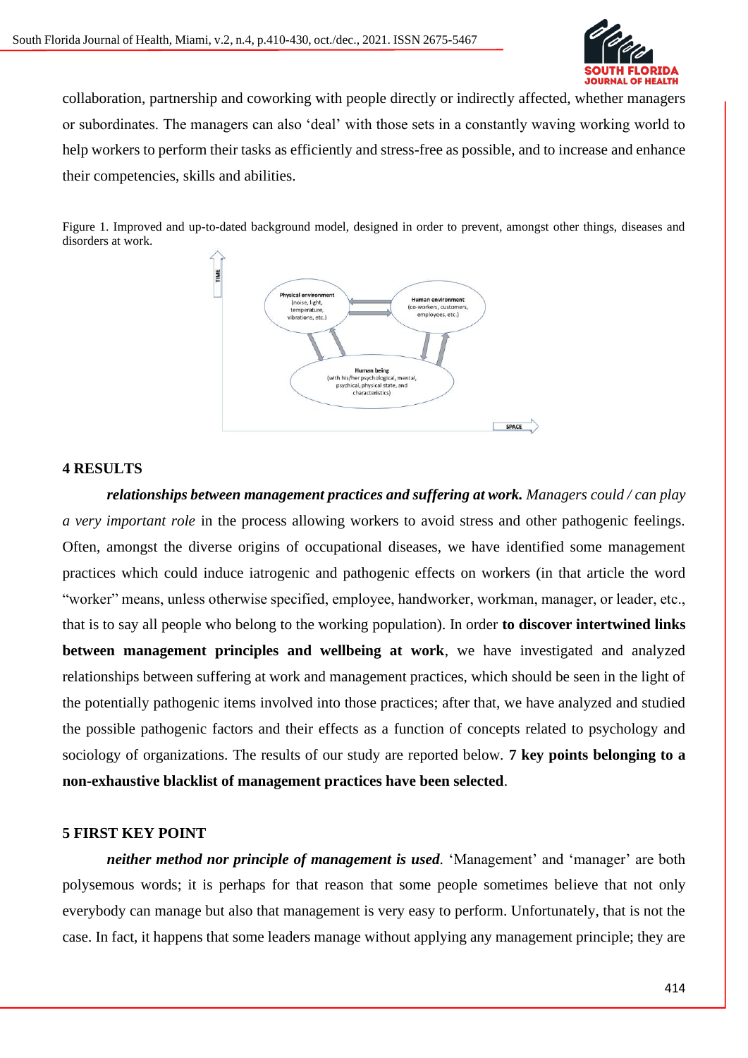collaboration, partnership and coworking with people directly or indirectly affected, whether managers or subordinates. The managers can also 'deal' with those sets in a constantly waving working world to help workers to perform their tasks as efficiently and stress-free as possible, and to increase and enhance their competencies, skills and abilities.

Figure 1. Improved and up-to-dated background model, designed in order to prevent, amongst other things, diseases and disorders at work.

## 4 RESULTS

***relationships between management practices and suffering at work.*** *Managers could / can play a very important role* in the process allowing workers to avoid stress and other pathogenic feelings. Often, amongst the diverse origins of occupational diseases, we have identified some management practices which could induce iatrogenic and pathogenic effects on workers (in that article the word "worker" means, unless otherwise specified, employee, handworker, workman, manager, or leader, etc., that is to say all people who belong to the working population). In order **to discover intertwined links between management principles and wellbeing at work**, we have investigated and analyzed relationships between suffering at work and management practices, which should be seen in the light of the potentially pathogenic items involved into those practices; after that, we have analyzed and studied the possible pathogenic factors and their effects as a function of concepts related to psychology and sociology of organizations. The results of our study are reported below. **7 key points belonging to a non-exhaustive blacklist of management practices have been selected**.

## 5 FIRST KEY POINT

***neither method nor principle of management is used***. 'Management' and 'manager' are both polysemous words; it is perhaps for that reason that some people sometimes believe that not only everybody can manage but also that management is very easy to perform. Unfortunately, that is not the case. In fact, it happens that some leaders manage without applying any management principle; they are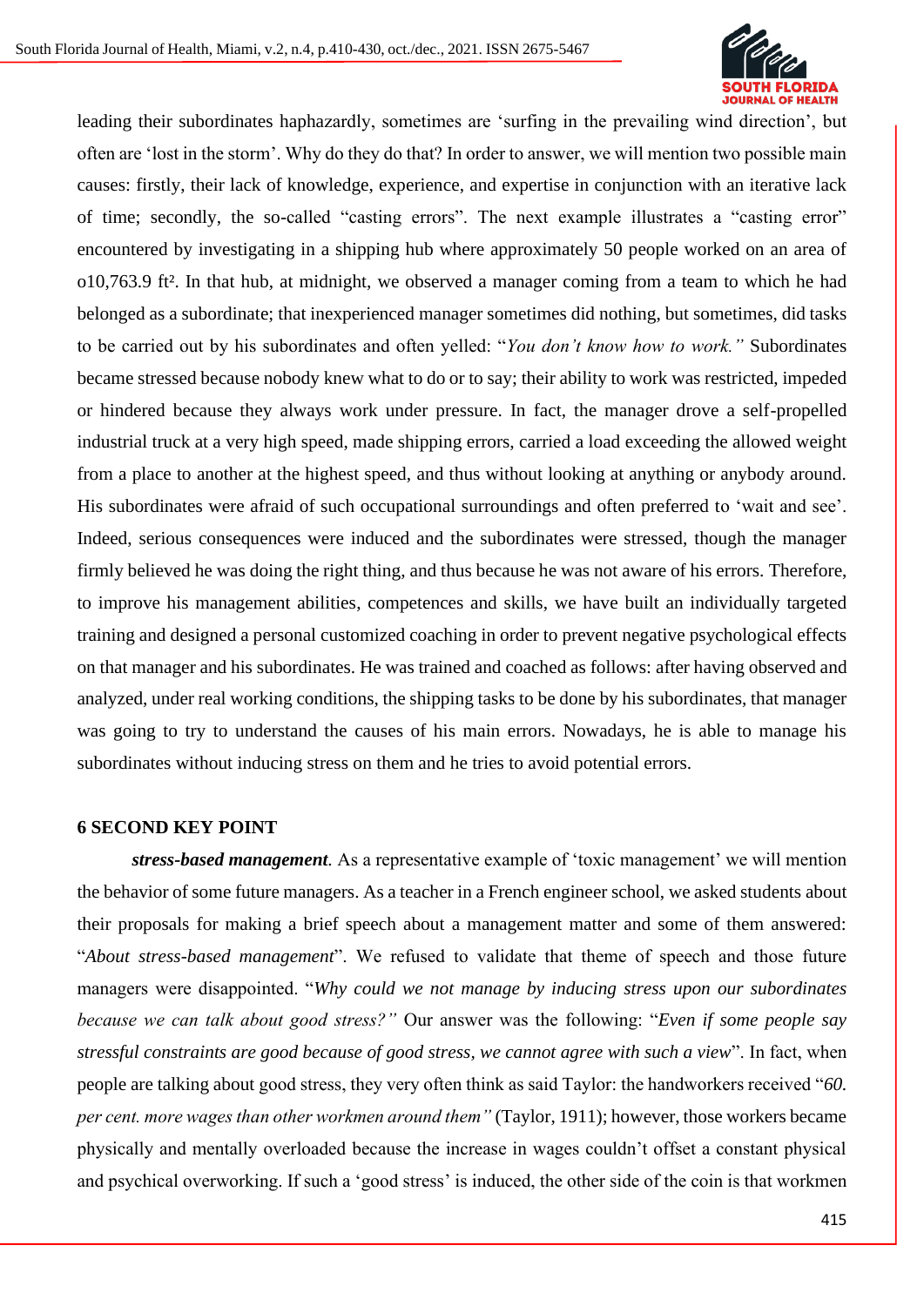leading their subordinates haphazardly, sometimes are 'surfing in the prevailing wind direction', but often are 'lost in the storm'. Why do they do that? In order to answer, we will mention two possible main causes: firstly, their lack of knowledge, experience, and expertise in conjunction with an iterative lack of time; secondly, the so-called "casting errors". The next example illustrates a "casting error" encountered by investigating in a shipping hub where approximately 50 people worked on an area of o10,763.9 ft². In that hub, at midnight, we observed a manager coming from a team to which he had belonged as a subordinate; that inexperienced manager sometimes did nothing, but sometimes, did tasks to be carried out by his subordinates and often yelled: "*You don't know how to work.*" Subordinates became stressed because nobody knew what to do or to say; their ability to work was restricted, impeded or hindered because they always work under pressure. In fact, the manager drove a self-propelled industrial truck at a very high speed, made shipping errors, carried a load exceeding the allowed weight from a place to another at the highest speed, and thus without looking at anything or anybody around. His subordinates were afraid of such occupational surroundings and often preferred to 'wait and see'. Indeed, serious consequences were induced and the subordinates were stressed, though the manager firmly believed he was doing the right thing, and thus because he was not aware of his errors. Therefore, to improve his management abilities, competences and skills, we have built an individually targeted training and designed a personal customized coaching in order to prevent negative psychological effects on that manager and his subordinates. He was trained and coached as follows: after having observed and analyzed, under real working conditions, the shipping tasks to be done by his subordinates, that manager was going to try to understand the causes of his main errors. Nowadays, he is able to manage his subordinates without inducing stress on them and he tries to avoid potential errors.

## 6 SECOND KEY POINT

***stress-based management.*** As a representative example of 'toxic management' we will mention the behavior of some future managers. As a teacher in a French engineer school, we asked students about their proposals for making a brief speech about a management matter and some of them answered: "*About stress-based management*". We refused to validate that theme of speech and those future managers were disappointed. "*Why could we not manage by inducing stress upon our subordinates because we can talk about good stress?"* Our answer was the following: "*Even if some people say stressful constraints are good because of good stress, we cannot agree with such a view*". In fact, when people are talking about good stress, they very often think as said Taylor: the handworkers received "*60. per cent. more wages than other workmen around them"* (Taylor, 1911); however, those workers became physically and mentally overloaded because the increase in wages couldn't offset a constant physical and psychical overworking. If such a 'good stress' is induced, the other side of the coin is that workmen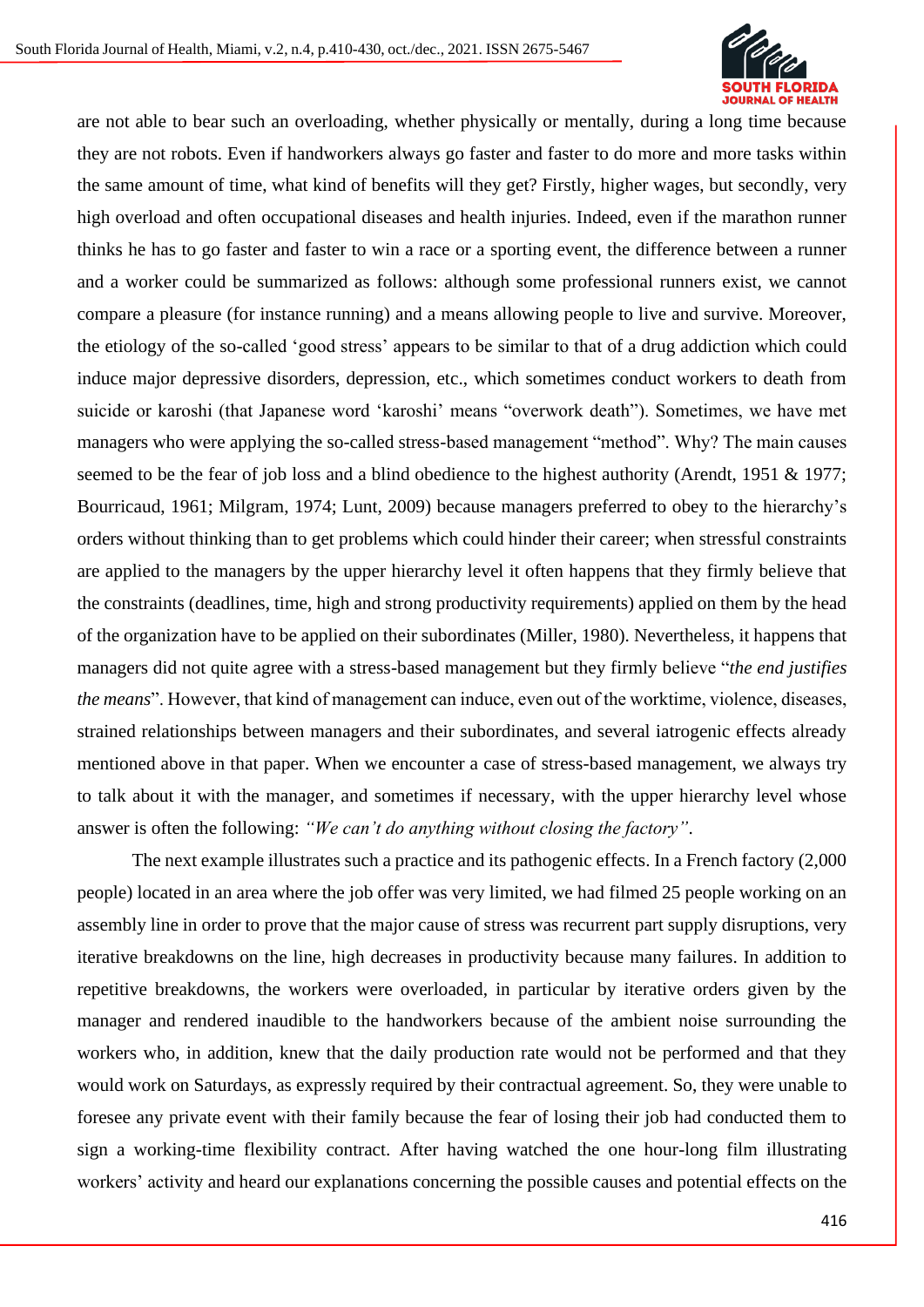are not able to bear such an overloading, whether physically or mentally, during a long time because they are not robots. Even if handworkers always go faster and faster to do more and more tasks within the same amount of time, what kind of benefits will they get? Firstly, higher wages, but secondly, very high overload and often occupational diseases and health injuries. Indeed, even if the marathon runner thinks he has to go faster and faster to win a race or a sporting event, the difference between a runner and a worker could be summarized as follows: although some professional runners exist, we cannot compare a pleasure (for instance running) and a means allowing people to live and survive. Moreover, the etiology of the so-called 'good stress' appears to be similar to that of a drug addiction which could induce major depressive disorders, depression, etc., which sometimes conduct workers to death from suicide or karoshi (that Japanese word 'karoshi' means "overwork death"). Sometimes, we have met managers who were applying the so-called stress-based management "method". Why? The main causes seemed to be the fear of job loss and a blind obedience to the highest authority (Arendt, 1951 & 1977; Bourricaud, 1961; Milgram, 1974; Lunt, 2009) because managers preferred to obey to the hierarchy's orders without thinking than to get problems which could hinder their career; when stressful constraints are applied to the managers by the upper hierarchy level it often happens that they firmly believe that the constraints (deadlines, time, high and strong productivity requirements) applied on them by the head of the organization have to be applied on their subordinates (Miller, 1980). Nevertheless, it happens that managers did not quite agree with a stress-based management but they firmly believe "*the end justifies the means*". However, that kind of management can induce, even out of the worktime, violence, diseases, strained relationships between managers and their subordinates, and several iatrogenic effects already mentioned above in that paper. When we encounter a case of stress-based management, we always try to talk about it with the manager, and sometimes if necessary, with the upper hierarchy level whose answer is often the following: *"We can't do anything without closing the factory"*.

The next example illustrates such a practice and its pathogenic effects. In a French factory (2,000 people) located in an area where the job offer was very limited, we had filmed 25 people working on an assembly line in order to prove that the major cause of stress was recurrent part supply disruptions, very iterative breakdowns on the line, high decreases in productivity because many failures. In addition to repetitive breakdowns, the workers were overloaded, in particular by iterative orders given by the manager and rendered inaudible to the handworkers because of the ambient noise surrounding the workers who, in addition, knew that the daily production rate would not be performed and that they would work on Saturdays, as expressly required by their contractual agreement. So, they were unable to foresee any private event with their family because the fear of losing their job had conducted them to sign a working-time flexibility contract. After having watched the one hour-long film illustrating workers' activity and heard our explanations concerning the possible causes and potential effects on the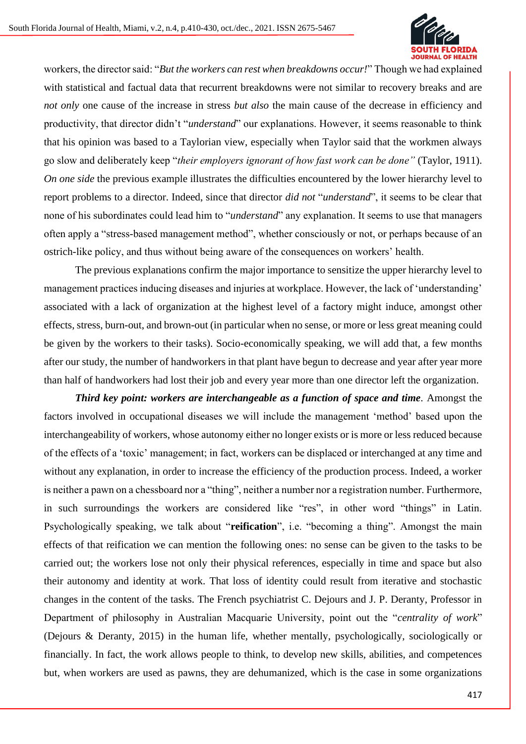workers, the director said: "*But the workers can rest when breakdowns occur!*" Though we had explained with statistical and factual data that recurrent breakdowns were not similar to recovery breaks and are *not only* one cause of the increase in stress *but also* the main cause of the decrease in efficiency and productivity, that director didn't "*understand*" our explanations. However, it seems reasonable to think that his opinion was based to a Taylorian view, especially when Taylor said that the workmen always go slow and deliberately keep "*their employers ignorant of how fast work can be done"* (Taylor, 1911). *On one side* the previous example illustrates the difficulties encountered by the lower hierarchy level to report problems to a director. Indeed, since that director *did not* "*understand*", it seems to be clear that none of his subordinates could lead him to "*understand*" any explanation. It seems to use that managers often apply a "stress-based management method", whether consciously or not, or perhaps because of an ostrich-like policy, and thus without being aware of the consequences on workers' health.

The previous explanations confirm the major importance to sensitize the upper hierarchy level to management practices inducing diseases and injuries at workplace. However, the lack of 'understanding' associated with a lack of organization at the highest level of a factory might induce, amongst other effects, stress, burn-out, and brown-out (in particular when no sense, or more or less great meaning could be given by the workers to their tasks). Socio-economically speaking, we will add that, a few months after our study, the number of handworkers in that plant have begun to decrease and year after year more than half of handworkers had lost their job and every year more than one director left the organization.

***Third key point: workers are interchangeable as a function of space and time***. Amongst the factors involved in occupational diseases we will include the management 'method' based upon the interchangeability of workers, whose autonomy either no longer exists or is more or less reduced because of the effects of a 'toxic' management; in fact, workers can be displaced or interchanged at any time and without any explanation, in order to increase the efficiency of the production process. Indeed, a worker is neither a pawn on a chessboard nor a "thing", neither a number nor a registration number. Furthermore, in such surroundings the workers are considered like "res", in other word "things" in Latin. Psychologically speaking, we talk about "**reification**", i.e. "becoming a thing". Amongst the main effects of that reification we can mention the following ones: no sense can be given to the tasks to be carried out; the workers lose not only their physical references, especially in time and space but also their autonomy and identity at work. That loss of identity could result from iterative and stochastic changes in the content of the tasks. The French psychiatrist C. Dejours and J. P. Deranty, Professor in Department of philosophy in Australian Macquarie University, point out the "*centrality of work*" (Dejours & Deranty, 2015) in the human life, whether mentally, psychologically, sociologically or financially. In fact, the work allows people to think, to develop new skills, abilities, and competences but, when workers are used as pawns, they are dehumanized, which is the case in some organizations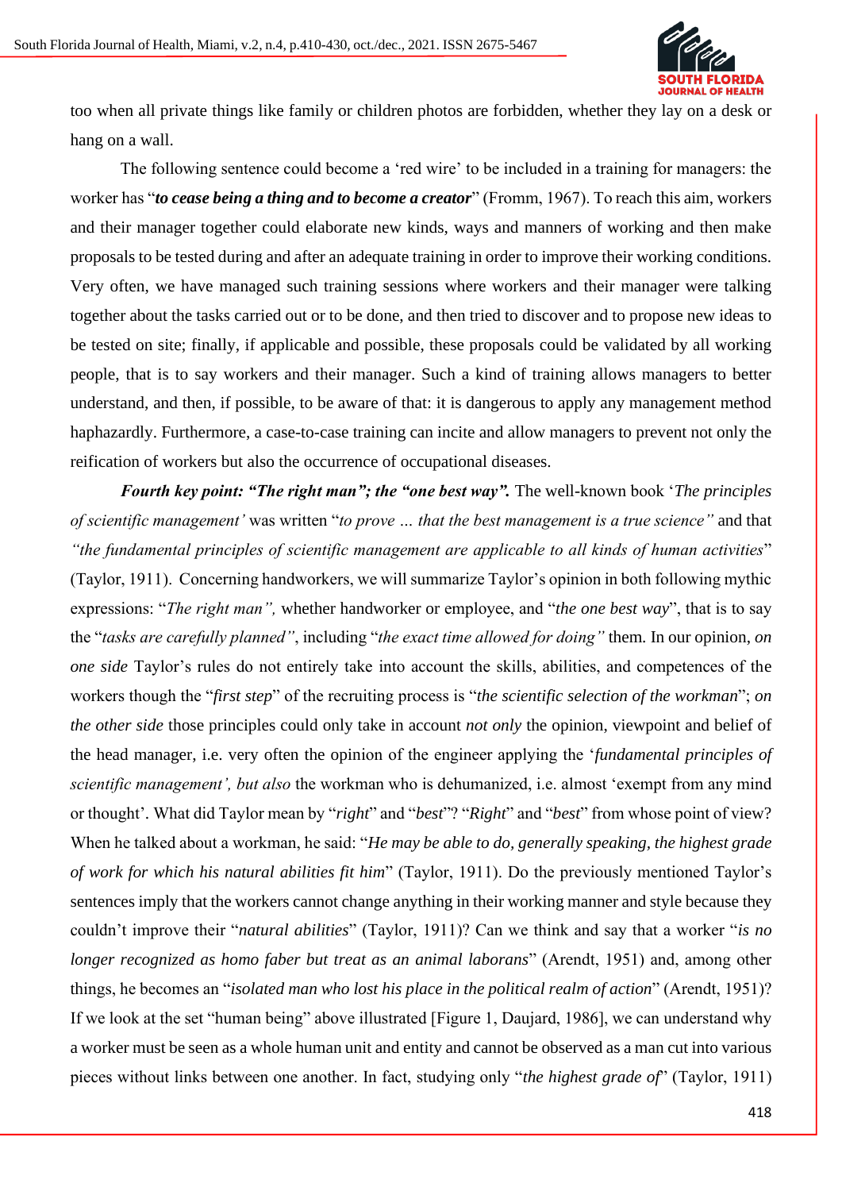too when all private things like family or children photos are forbidden, whether they lay on a desk or hang on a wall.

The following sentence could become a 'red wire' to be included in a training for managers: the worker has "***to cease being a thing and to become a creator***" (Fromm, 1967). To reach this aim, workers and their manager together could elaborate new kinds, ways and manners of working and then make proposals to be tested during and after an adequate training in order to improve their working conditions. Very often, we have managed such training sessions where workers and their manager were talking together about the tasks carried out or to be done, and then tried to discover and to propose new ideas to be tested on site; finally, if applicable and possible, these proposals could be validated by all working people, that is to say workers and their manager. Such a kind of training allows managers to better understand, and then, if possible, to be aware of that: it is dangerous to apply any management method haphazardly. Furthermore, a case-to-case training can incite and allow managers to prevent not only the reification of workers but also the occurrence of occupational diseases.

***Fourth key point: "The right man"; the "one best way".*** The well-known book '*The principles of scientific management'* was written "*to prove … that the best management is a true science"* and that *"the fundamental principles of scientific management are applicable to all kinds of human activities*" (Taylor, 1911). Concerning handworkers, we will summarize Taylor's opinion in both following mythic expressions: "*The right man",* whether handworker or employee, and "*the one best way*", that is to say the "*tasks are carefully planned"*, including "*the exact time allowed for doing"* them. In our opinion, *on one side* Taylor's rules do not entirely take into account the skills, abilities, and competences of the workers though the "*first step*" of the recruiting process is "*the scientific selection of the workman*"; *on the other side* those principles could only take in account *not only* the opinion, viewpoint and belief of the head manager, i.e. very often the opinion of the engineer applying the '*fundamental principles of scientific management', but also* the workman who is dehumanized, i.e. almost 'exempt from any mind or thought'. What did Taylor mean by "*right*" and "*best*"? "*Right*" and "*best*" from whose point of view? When he talked about a workman, he said: "*He may be able to do, generally speaking, the highest grade of work for which his natural abilities fit him*" (Taylor, 1911). Do the previously mentioned Taylor's sentences imply that the workers cannot change anything in their working manner and style because they couldn't improve their "*natural abilities*" (Taylor, 1911)? Can we think and say that a worker "*is no longer recognized as homo faber but treat as an animal laborans*" (Arendt, 1951) and, among other things, he becomes an "*isolated man who lost his place in the political realm of action*" (Arendt, 1951)? If we look at the set "human being" above illustrated [Figure 1, Daujard, 1986], we can understand why a worker must be seen as a whole human unit and entity and cannot be observed as a man cut into various pieces without links between one another. In fact, studying only "*the highest grade of*" (Taylor, 1911)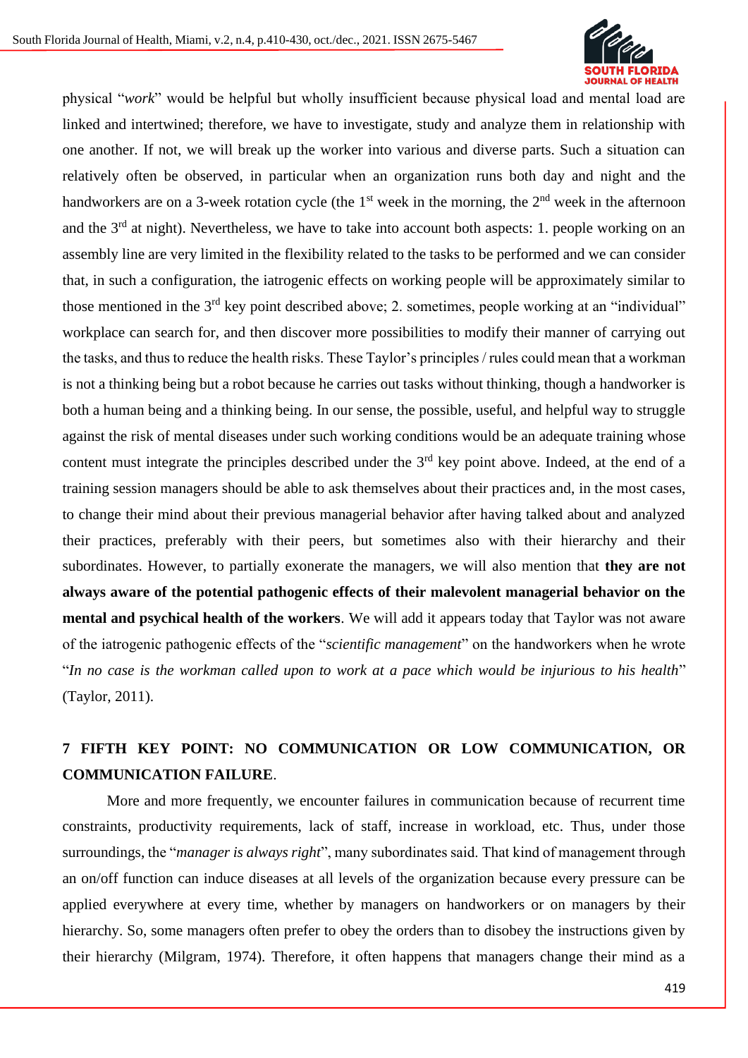physical "*work*" would be helpful but wholly insufficient because physical load and mental load are linked and intertwined; therefore, we have to investigate, study and analyze them in relationship with one another. If not, we will break up the worker into various and diverse parts. Such a situation can relatively often be observed, in particular when an organization runs both day and night and the handworkers are on a 3-week rotation cycle (the 1st week in the morning, the 2nd week in the afternoon and the 3rd at night). Nevertheless, we have to take into account both aspects: 1. people working on an assembly line are very limited in the flexibility related to the tasks to be performed and we can consider that, in such a configuration, the iatrogenic effects on working people will be approximately similar to those mentioned in the 3rd key point described above; 2. sometimes, people working at an "individual" workplace can search for, and then discover more possibilities to modify their manner of carrying out the tasks, and thus to reduce the health risks. These Taylor's principles / rules could mean that a workman is not a thinking being but a robot because he carries out tasks without thinking, though a handworker is both a human being and a thinking being. In our sense, the possible, useful, and helpful way to struggle against the risk of mental diseases under such working conditions would be an adequate training whose content must integrate the principles described under the 3rd key point above. Indeed, at the end of a training session managers should be able to ask themselves about their practices and, in the most cases, to change their mind about their previous managerial behavior after having talked about and analyzed their practices, preferably with their peers, but sometimes also with their hierarchy and their subordinates. However, to partially exonerate the managers, we will also mention that **they are not always aware of the potential pathogenic effects of their malevolent managerial behavior on the mental and psychical health of the workers**. We will add it appears today that Taylor was not aware of the iatrogenic pathogenic effects of the "*scientific management*" on the handworkers when he wrote "*In no case is the workman called upon to work at a pace which would be injurious to his health*" (Taylor, 2011).

## 7 FIFTH KEY POINT: NO COMMUNICATION OR LOW COMMUNICATION, OR COMMUNICATION FAILURE.

More and more frequently, we encounter failures in communication because of recurrent time constraints, productivity requirements, lack of staff, increase in workload, etc. Thus, under those surroundings, the "*manager is always right*", many subordinates said. That kind of management through an on/off function can induce diseases at all levels of the organization because every pressure can be applied everywhere at every time, whether by managers on handworkers or on managers by their hierarchy. So, some managers often prefer to obey the orders than to disobey the instructions given by their hierarchy (Milgram, 1974). Therefore, it often happens that managers change their mind as a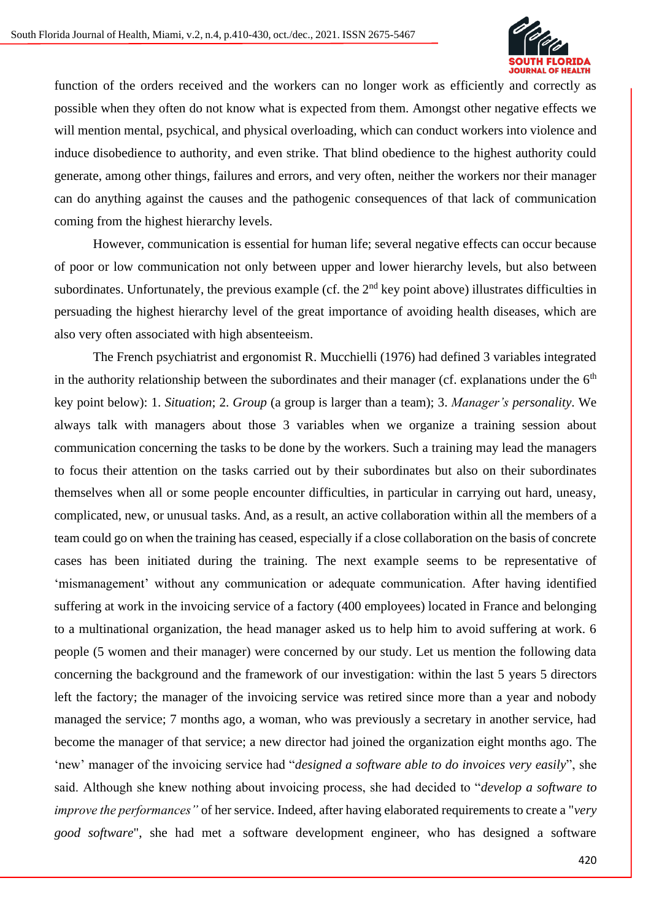function of the orders received and the workers can no longer work as efficiently and correctly as possible when they often do not know what is expected from them. Amongst other negative effects we will mention mental, psychical, and physical overloading, which can conduct workers into violence and induce disobedience to authority, and even strike. That blind obedience to the highest authority could generate, among other things, failures and errors, and very often, neither the workers nor their manager can do anything against the causes and the pathogenic consequences of that lack of communication coming from the highest hierarchy levels.

However, communication is essential for human life; several negative effects can occur because of poor or low communication not only between upper and lower hierarchy levels, but also between subordinates. Unfortunately, the previous example (cf. the 2nd key point above) illustrates difficulties in persuading the highest hierarchy level of the great importance of avoiding health diseases, which are also very often associated with high absenteeism.

The French psychiatrist and ergonomist R. Mucchielli (1976) had defined 3 variables integrated in the authority relationship between the subordinates and their manager (cf. explanations under the 6th key point below): 1. *Situation*; 2. *Group* (a group is larger than a team); 3. *Manager's personality*. We always talk with managers about those 3 variables when we organize a training session about communication concerning the tasks to be done by the workers. Such a training may lead the managers to focus their attention on the tasks carried out by their subordinates but also on their subordinates themselves when all or some people encounter difficulties, in particular in carrying out hard, uneasy, complicated, new, or unusual tasks. And, as a result, an active collaboration within all the members of a team could go on when the training has ceased, especially if a close collaboration on the basis of concrete cases has been initiated during the training. The next example seems to be representative of 'mismanagement' without any communication or adequate communication. After having identified suffering at work in the invoicing service of a factory (400 employees) located in France and belonging to a multinational organization, the head manager asked us to help him to avoid suffering at work. 6 people (5 women and their manager) were concerned by our study. Let us mention the following data concerning the background and the framework of our investigation: within the last 5 years 5 directors left the factory; the manager of the invoicing service was retired since more than a year and nobody managed the service; 7 months ago, a woman, who was previously a secretary in another service, had become the manager of that service; a new director had joined the organization eight months ago. The 'new' manager of the invoicing service had "*designed a software able to do invoices very easily*", she said. Although she knew nothing about invoicing process, she had decided to "*develop a software to improve the performances"* of her service. Indeed, after having elaborated requirements to create a "*very good software*", she had met a software development engineer, who has designed a software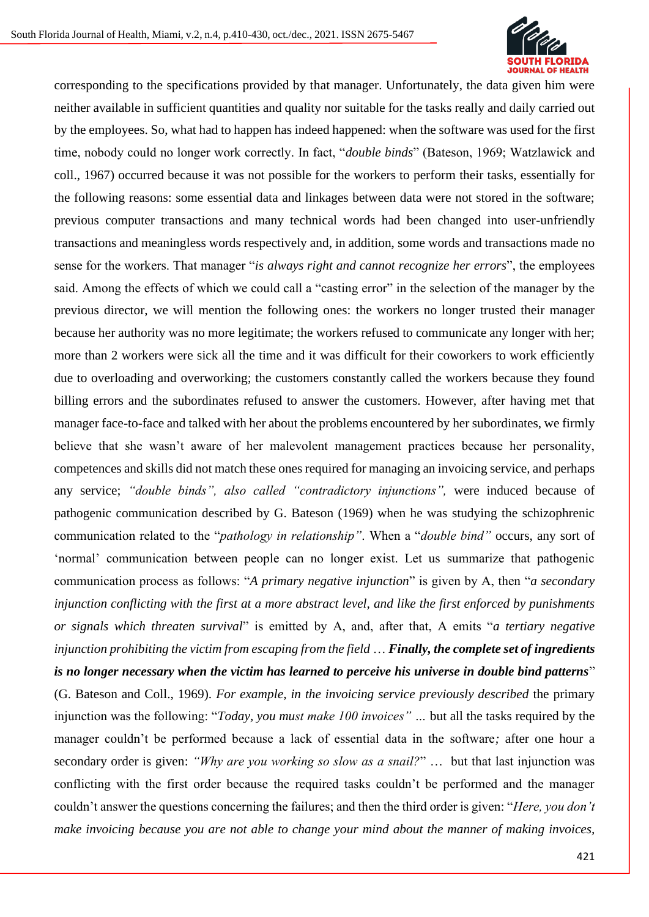corresponding to the specifications provided by that manager. Unfortunately, the data given him were neither available in sufficient quantities and quality nor suitable for the tasks really and daily carried out by the employees. So, what had to happen has indeed happened: when the software was used for the first time, nobody could no longer work correctly. In fact, "*double binds*" (Bateson, 1969; Watzlawick and coll., 1967) occurred because it was not possible for the workers to perform their tasks, essentially for the following reasons: some essential data and linkages between data were not stored in the software; previous computer transactions and many technical words had been changed into user-unfriendly transactions and meaningless words respectively and, in addition, some words and transactions made no sense for the workers. That manager "*is always right and cannot recognize her errors*", the employees said. Among the effects of which we could call a "casting error" in the selection of the manager by the previous director, we will mention the following ones: the workers no longer trusted their manager because her authority was no more legitimate; the workers refused to communicate any longer with her; more than 2 workers were sick all the time and it was difficult for their coworkers to work efficiently due to overloading and overworking; the customers constantly called the workers because they found billing errors and the subordinates refused to answer the customers. However, after having met that manager face-to-face and talked with her about the problems encountered by her subordinates, we firmly believe that she wasn't aware of her malevolent management practices because her personality, competences and skills did not match these ones required for managing an invoicing service, and perhaps any service; *"double binds", also called "contradictory injunctions",* were induced because of pathogenic communication described by G. Bateson (1969) when he was studying the schizophrenic communication related to the "*pathology in relationship"*. When a "*double bind"* occurs, any sort of 'normal' communication between people can no longer exist. Let us summarize that pathogenic communication process as follows: "*A primary negative injunction*" is given by A, then "*a secondary injunction conflicting with the first at a more abstract level, and like the first enforced by punishments or signals which threaten survival*" is emitted by A, and, after that, A emits "*a tertiary negative injunction prohibiting the victim from escaping from the field* … ***Finally, the complete set of ingredients is no longer necessary when the victim has learned to perceive his universe in double bind patterns***" (G. Bateson and Coll., 1969). *For example, in the invoicing service previously described* the primary injunction was the following: "*Today, you must make 100 invoices" …* but all the tasks required by the manager couldn't be performed because a lack of essential data in the software*;* after one hour a secondary order is given: *"Why are you working so slow as a snail?"* … but that last injunction was conflicting with the first order because the required tasks couldn't be performed and the manager couldn't answer the questions concerning the failures; and then the third order is given: "*Here, you don't make invoicing because you are not able to change your mind about the manner of making invoices,*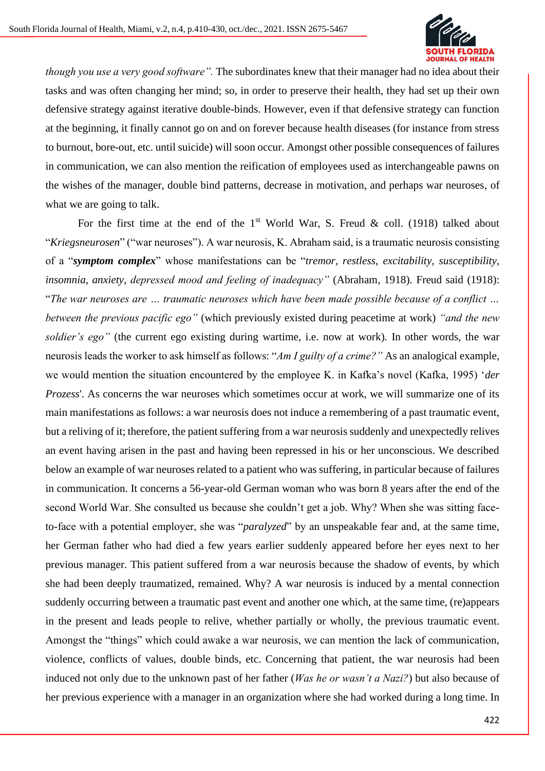*though you use a very good software".* The subordinates knew that their manager had no idea about their tasks and was often changing her mind; so, in order to preserve their health, they had set up their own defensive strategy against iterative double-binds. However, even if that defensive strategy can function at the beginning, it finally cannot go on and on forever because health diseases (for instance from stress to burnout, bore-out, etc. until suicide) will soon occur. Amongst other possible consequences of failures in communication, we can also mention the reification of employees used as interchangeable pawns on the wishes of the manager, double bind patterns, decrease in motivation, and perhaps war neuroses, of what we are going to talk.

For the first time at the end of the 1st World War, S. Freud & coll. (1918) talked about "*Kriegsneurosen*" ("war neuroses"). A war neurosis, K. Abraham said, is a traumatic neurosis consisting of a "***symptom complex***" whose manifestations can be "*tremor, restless, excitability, susceptibility, insomnia, anxiety, depressed mood and feeling of inadequacy"* (Abraham, 1918). Freud said (1918): "*The war neuroses are … traumatic neuroses which have been made possible because of a conflict … between the previous pacific ego"* (which previously existed during peacetime at work) *"and the new soldier's ego"* (the current ego existing during wartime, i.e. now at work)*.* In other words, the war neurosis leads the worker to ask himself as follows: "*Am I guilty of a crime?"* As an analogical example, we would mention the situation encountered by the employee K. in Kafka's novel (Kafka, 1995) '*der Prozess*'. As concerns the war neuroses which sometimes occur at work, we will summarize one of its main manifestations as follows: a war neurosis does not induce a remembering of a past traumatic event, but a reliving of it; therefore, the patient suffering from a war neurosis suddenly and unexpectedly relives an event having arisen in the past and having been repressed in his or her unconscious. We described below an example of war neuroses related to a patient who was suffering, in particular because of failures in communication. It concerns a 56-year-old German woman who was born 8 years after the end of the second World War. She consulted us because she couldn't get a job. Why? When she was sitting face-to-face with a potential employer, she was "*paralyzed*" by an unspeakable fear and, at the same time, her German father who had died a few years earlier suddenly appeared before her eyes next to her previous manager. This patient suffered from a war neurosis because the shadow of events, by which she had been deeply traumatized, remained. Why? A war neurosis is induced by a mental connection suddenly occurring between a traumatic past event and another one which, at the same time, (re)appears in the present and leads people to relive, whether partially or wholly, the previous traumatic event. Amongst the "things" which could awake a war neurosis, we can mention the lack of communication, violence, conflicts of values, double binds, etc. Concerning that patient, the war neurosis had been induced not only due to the unknown past of her father (*Was he or wasn't a Nazi?*) but also because of her previous experience with a manager in an organization where she had worked during a long time. In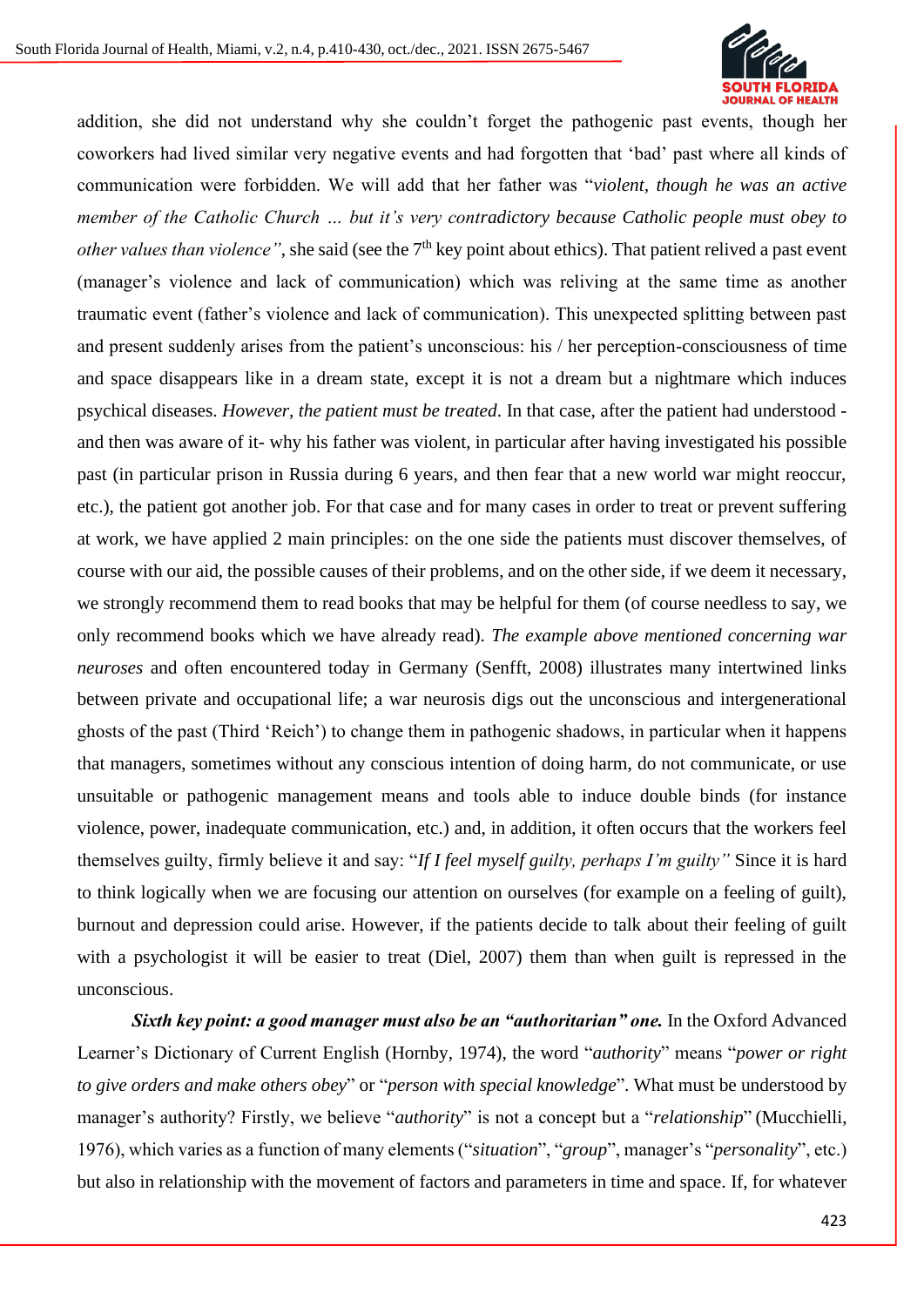addition, she did not understand why she couldn't forget the pathogenic past events, though her coworkers had lived similar very negative events and had forgotten that 'bad' past where all kinds of communication were forbidden. We will add that her father was "*violent, though he was an active member of the Catholic Church … but it's very contradictory because Catholic people must obey to other values than violence"*, she said (see the 7th key point about ethics). That patient relived a past event (manager's violence and lack of communication) which was reliving at the same time as another traumatic event (father's violence and lack of communication). This unexpected splitting between past and present suddenly arises from the patient's unconscious: his / her perception-consciousness of time and space disappears like in a dream state, except it is not a dream but a nightmare which induces psychical diseases. *However, the patient must be treated*. In that case, after the patient had understood - and then was aware of it- why his father was violent, in particular after having investigated his possible past (in particular prison in Russia during 6 years, and then fear that a new world war might reoccur, etc.), the patient got another job. For that case and for many cases in order to treat or prevent suffering at work, we have applied 2 main principles: on the one side the patients must discover themselves, of course with our aid, the possible causes of their problems, and on the other side, if we deem it necessary, we strongly recommend them to read books that may be helpful for them (of course needless to say, we only recommend books which we have already read). *The example above mentioned concerning war neuroses* and often encountered today in Germany (Senfft, 2008) illustrates many intertwined links between private and occupational life; a war neurosis digs out the unconscious and intergenerational ghosts of the past (Third 'Reich') to change them in pathogenic shadows, in particular when it happens that managers, sometimes without any conscious intention of doing harm, do not communicate, or use unsuitable or pathogenic management means and tools able to induce double binds (for instance violence, power, inadequate communication, etc.) and, in addition, it often occurs that the workers feel themselves guilty, firmly believe it and say: "*If I feel myself guilty, perhaps I'm guilty"* Since it is hard to think logically when we are focusing our attention on ourselves (for example on a feeling of guilt), burnout and depression could arise. However, if the patients decide to talk about their feeling of guilt with a psychologist it will be easier to treat (Diel, 2007) them than when guilt is repressed in the unconscious.

***Sixth key point: a good manager must also be an "authoritarian" one.*** In the Oxford Advanced Learner's Dictionary of Current English (Hornby, 1974), the word "*authority*" means "*power or right to give orders and make others obey*" or "*person with special knowledge*". What must be understood by manager's authority? Firstly, we believe "*authority*" is not a concept but a "*relationship*" (Mucchielli, 1976), which varies as a function of many elements ("*situation*", "*group*", manager's "*personality*", etc.) but also in relationship with the movement of factors and parameters in time and space. If, for whatever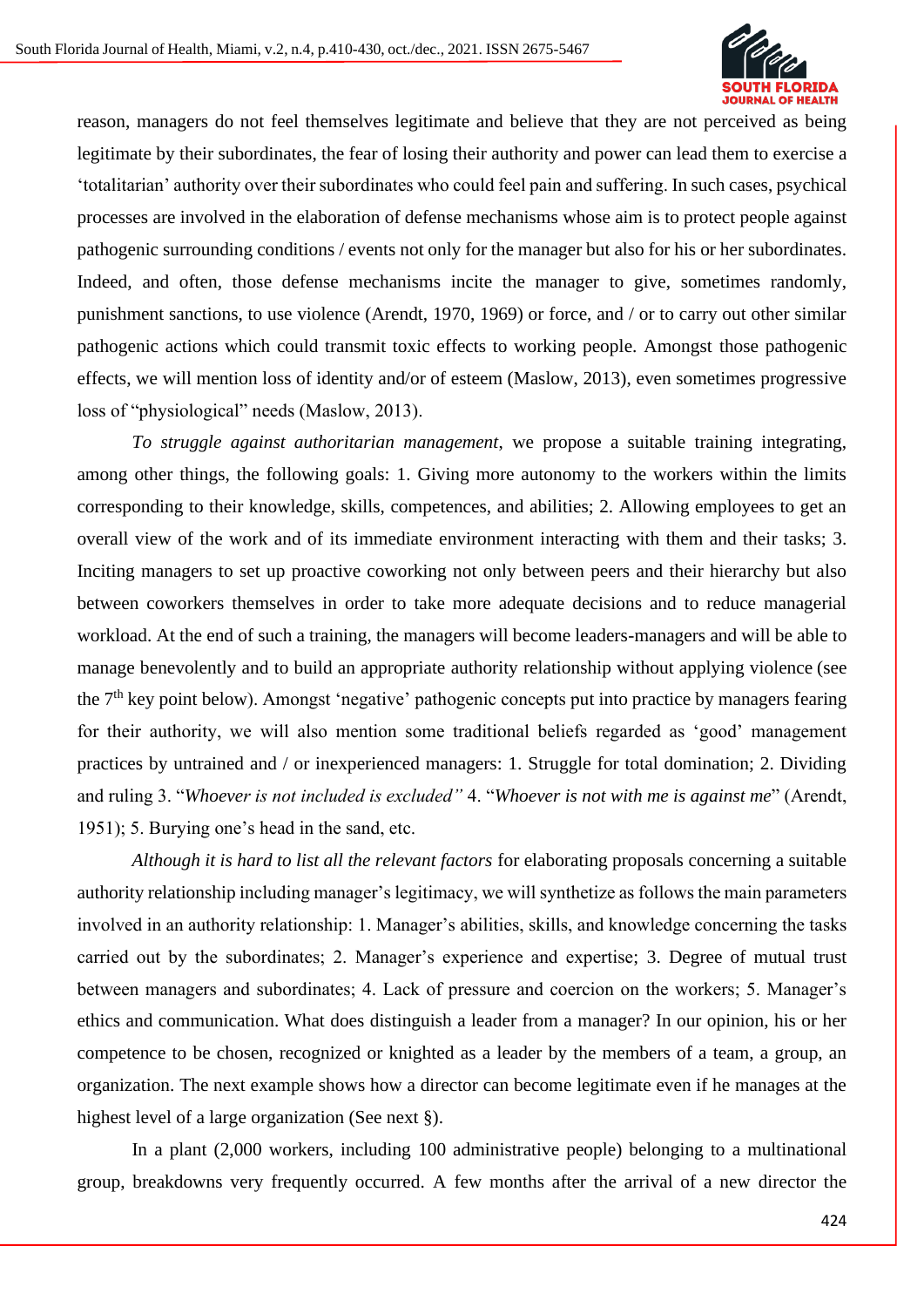reason, managers do not feel themselves legitimate and believe that they are not perceived as being legitimate by their subordinates, the fear of losing their authority and power can lead them to exercise a 'totalitarian' authority over their subordinates who could feel pain and suffering. In such cases, psychical processes are involved in the elaboration of defense mechanisms whose aim is to protect people against pathogenic surrounding conditions / events not only for the manager but also for his or her subordinates. Indeed, and often, those defense mechanisms incite the manager to give, sometimes randomly, punishment sanctions, to use violence (Arendt, 1970, 1969) or force, and / or to carry out other similar pathogenic actions which could transmit toxic effects to working people. Amongst those pathogenic effects, we will mention loss of identity and/or of esteem (Maslow, 2013), even sometimes progressive loss of "physiological" needs (Maslow, 2013).

*To struggle against authoritarian management*, we propose a suitable training integrating, among other things, the following goals: 1. Giving more autonomy to the workers within the limits corresponding to their knowledge, skills, competences, and abilities; 2. Allowing employees to get an overall view of the work and of its immediate environment interacting with them and their tasks; 3. Inciting managers to set up proactive coworking not only between peers and their hierarchy but also between coworkers themselves in order to take more adequate decisions and to reduce managerial workload. At the end of such a training, the managers will become leaders-managers and will be able to manage benevolently and to build an appropriate authority relationship without applying violence (see the 7th key point below). Amongst 'negative' pathogenic concepts put into practice by managers fearing for their authority, we will also mention some traditional beliefs regarded as 'good' management practices by untrained and / or inexperienced managers: 1. Struggle for total domination; 2. Dividing and ruling 3. "*Whoever is not included is excluded*" 4. "*Whoever is not with me is against me*" (Arendt, 1951); 5. Burying one's head in the sand, etc.

*Although it is hard to list all the relevant factors* for elaborating proposals concerning a suitable authority relationship including manager's legitimacy, we will synthetize as follows the main parameters involved in an authority relationship: 1. Manager's abilities, skills, and knowledge concerning the tasks carried out by the subordinates; 2. Manager's experience and expertise; 3. Degree of mutual trust between managers and subordinates; 4. Lack of pressure and coercion on the workers; 5. Manager's ethics and communication. What does distinguish a leader from a manager? In our opinion, his or her competence to be chosen, recognized or knighted as a leader by the members of a team, a group, an organization. The next example shows how a director can become legitimate even if he manages at the highest level of a large organization (See next §).

In a plant (2,000 workers, including 100 administrative people) belonging to a multinational group, breakdowns very frequently occurred. A few months after the arrival of a new director the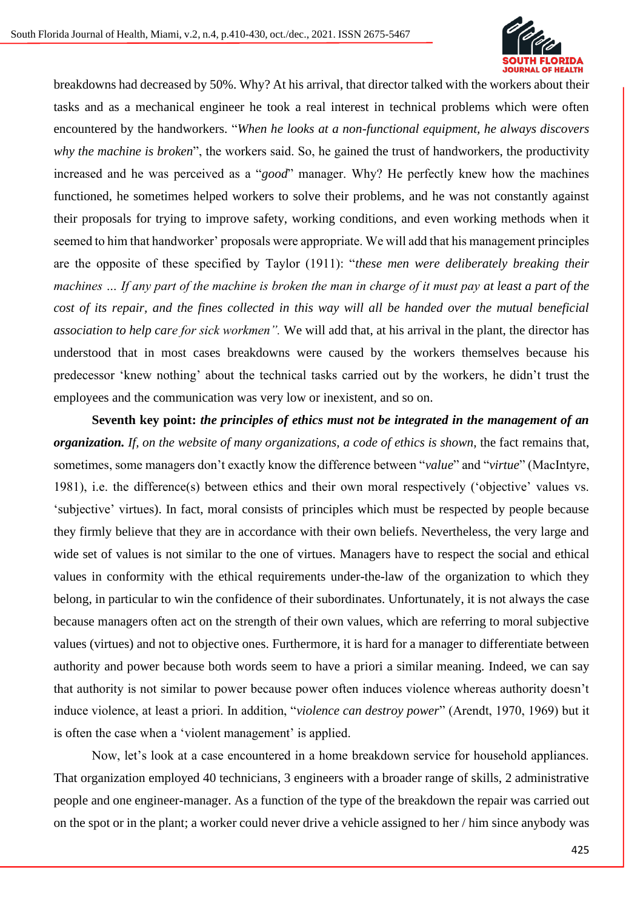breakdowns had decreased by 50%. Why? At his arrival, that director talked with the workers about their tasks and as a mechanical engineer he took a real interest in technical problems which were often encountered by the handworkers. "*When he looks at a non-functional equipment, he always discovers why the machine is broken*", the workers said. So, he gained the trust of handworkers, the productivity increased and he was perceived as a "*good*" manager. Why? He perfectly knew how the machines functioned, he sometimes helped workers to solve their problems, and he was not constantly against their proposals for trying to improve safety, working conditions, and even working methods when it seemed to him that handworker' proposals were appropriate. We will add that his management principles are the opposite of these specified by Taylor (1911): "*these men were deliberately breaking their machines … If any part of the machine is broken the man in charge of it must pay at least a part of the cost of its repair, and the fines collected in this way will all be handed over the mutual beneficial association to help care for sick workmen".* We will add that, at his arrival in the plant, the director has understood that in most cases breakdowns were caused by the workers themselves because his predecessor 'knew nothing' about the technical tasks carried out by the workers, he didn't trust the employees and the communication was very low or inexistent, and so on.

**Seventh key point:** ***the principles of ethics must not be integrated in the management of an organization.*** *If, on the website of many organizations, a code of ethics is shown*, the fact remains that, sometimes, some managers don't exactly know the difference between "*value*" and "*virtue*" (MacIntyre, 1981), i.e. the difference(s) between ethics and their own moral respectively ('objective' values vs. 'subjective' virtues). In fact, moral consists of principles which must be respected by people because they firmly believe that they are in accordance with their own beliefs. Nevertheless, the very large and wide set of values is not similar to the one of virtues. Managers have to respect the social and ethical values in conformity with the ethical requirements under-the-law of the organization to which they belong, in particular to win the confidence of their subordinates. Unfortunately, it is not always the case because managers often act on the strength of their own values, which are referring to moral subjective values (virtues) and not to objective ones. Furthermore, it is hard for a manager to differentiate between authority and power because both words seem to have a priori a similar meaning. Indeed, we can say that authority is not similar to power because power often induces violence whereas authority doesn't induce violence, at least a priori. In addition, "*violence can destroy power*" (Arendt, 1970, 1969) but it is often the case when a 'violent management' is applied.

Now, let's look at a case encountered in a home breakdown service for household appliances. That organization employed 40 technicians, 3 engineers with a broader range of skills, 2 administrative people and one engineer-manager. As a function of the type of the breakdown the repair was carried out on the spot or in the plant; a worker could never drive a vehicle assigned to her / him since anybody was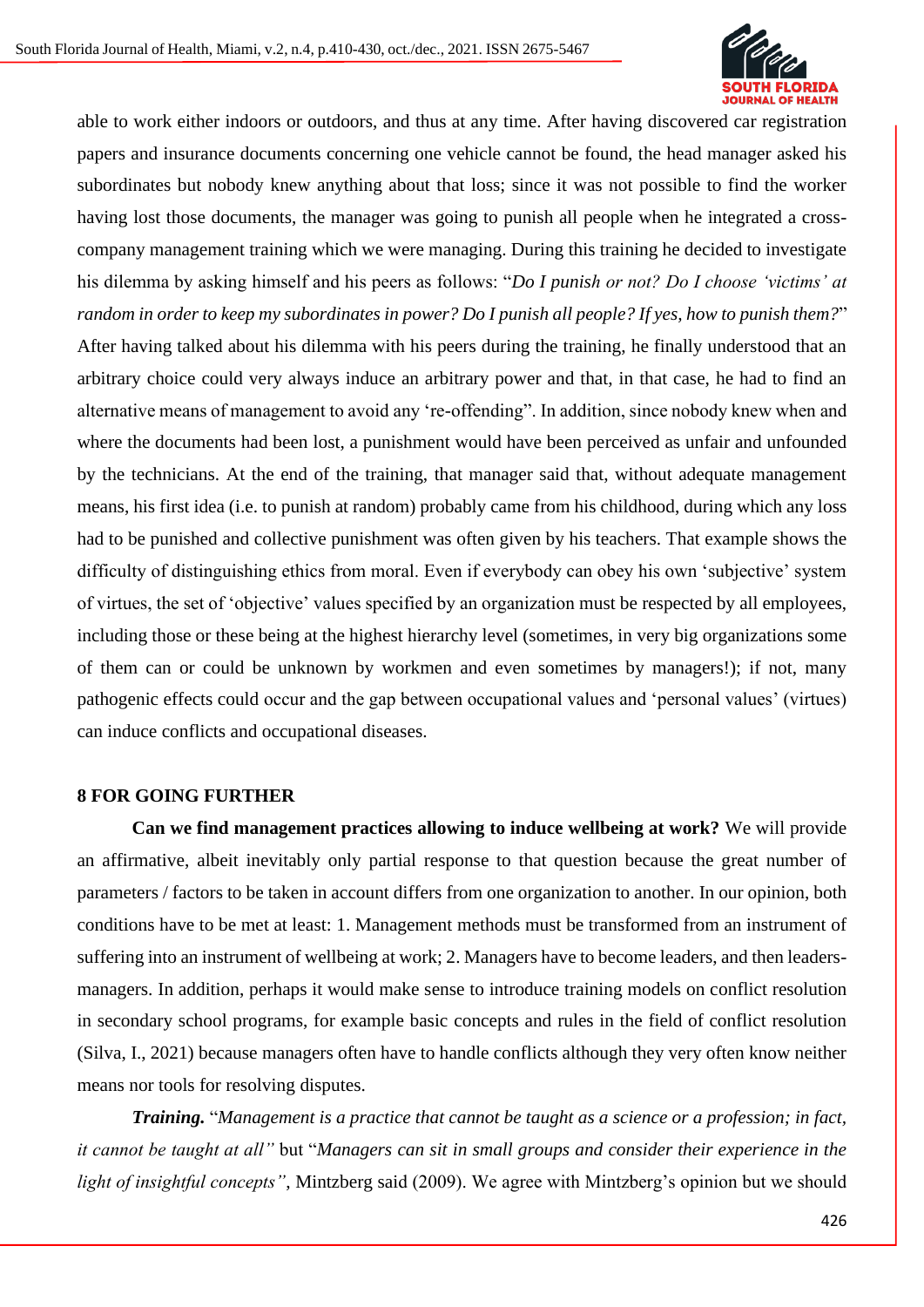able to work either indoors or outdoors, and thus at any time. After having discovered car registration papers and insurance documents concerning one vehicle cannot be found, the head manager asked his subordinates but nobody knew anything about that loss; since it was not possible to find the worker having lost those documents, the manager was going to punish all people when he integrated a cross-company management training which we were managing. During this training he decided to investigate his dilemma by asking himself and his peers as follows: "*Do I punish or not? Do I choose 'victims' at random in order to keep my subordinates in power? Do I punish all people? If yes, how to punish them?*" After having talked about his dilemma with his peers during the training, he finally understood that an arbitrary choice could very always induce an arbitrary power and that, in that case, he had to find an alternative means of management to avoid any 're-offending". In addition, since nobody knew when and where the documents had been lost, a punishment would have been perceived as unfair and unfounded by the technicians. At the end of the training, that manager said that, without adequate management means, his first idea (i.e. to punish at random) probably came from his childhood, during which any loss had to be punished and collective punishment was often given by his teachers. That example shows the difficulty of distinguishing ethics from moral. Even if everybody can obey his own 'subjective' system of virtues, the set of 'objective' values specified by an organization must be respected by all employees, including those or these being at the highest hierarchy level (sometimes, in very big organizations some of them can or could be unknown by workmen and even sometimes by managers!); if not, many pathogenic effects could occur and the gap between occupational values and 'personal values' (virtues) can induce conflicts and occupational diseases.

## 8 FOR GOING FURTHER

**Can we find management practices allowing to induce wellbeing at work?** We will provide an affirmative, albeit inevitably only partial response to that question because the great number of parameters / factors to be taken in account differs from one organization to another. In our opinion, both conditions have to be met at least: 1. Management methods must be transformed from an instrument of suffering into an instrument of wellbeing at work; 2. Managers have to become leaders, and then leaders-managers. In addition, perhaps it would make sense to introduce training models on conflict resolution in secondary school programs, for example basic concepts and rules in the field of conflict resolution (Silva, I., 2021) because managers often have to handle conflicts although they very often know neither means nor tools for resolving disputes.

***Training.*** "*Management is a practice that cannot be taught as a science or a profession; in fact, it cannot be taught at all"* but "*Managers can sit in small groups and consider their experience in the light of insightful concepts"*, Mintzberg said (2009). We agree with Mintzberg's opinion but we should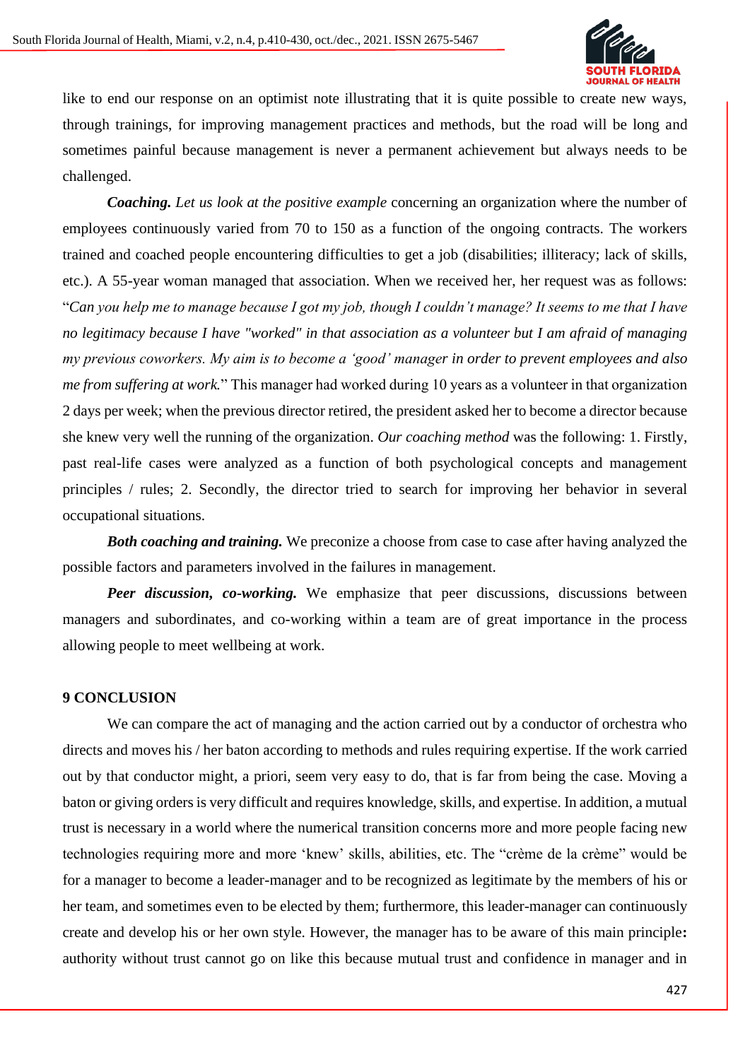like to end our response on an optimist note illustrating that it is quite possible to create new ways, through trainings, for improving management practices and methods, but the road will be long and sometimes painful because management is never a permanent achievement but always needs to be challenged.

***Coaching.*** *Let us look at the positive example* concerning an organization where the number of employees continuously varied from 70 to 150 as a function of the ongoing contracts. The workers trained and coached people encountering difficulties to get a job (disabilities; illiteracy; lack of skills, etc.). A 55-year woman managed that association. When we received her, her request was as follows: "*Can you help me to manage because I got my job, though I couldn't manage? It seems to me that I have no legitimacy because I have "worked" in that association as a volunteer but I am afraid of managing my previous coworkers. My aim is to become a 'good' manager in order to prevent employees and also me from suffering at work.*" This manager had worked during 10 years as a volunteer in that organization 2 days per week; when the previous director retired, the president asked her to become a director because she knew very well the running of the organization. *Our coaching method* was the following: 1. Firstly, past real-life cases were analyzed as a function of both psychological concepts and management principles / rules; 2. Secondly, the director tried to search for improving her behavior in several occupational situations.

***Both coaching and training.*** We preconize a choose from case to case after having analyzed the possible factors and parameters involved in the failures in management.

***Peer discussion, co-working.*** We emphasize that peer discussions, discussions between managers and subordinates, and co-working within a team are of great importance in the process allowing people to meet wellbeing at work.

## 9 CONCLUSION

We can compare the act of managing and the action carried out by a conductor of orchestra who directs and moves his / her baton according to methods and rules requiring expertise. If the work carried out by that conductor might, a priori, seem very easy to do, that is far from being the case. Moving a baton or giving orders is very difficult and requires knowledge, skills, and expertise. In addition, a mutual trust is necessary in a world where the numerical transition concerns more and more people facing new technologies requiring more and more 'knew' skills, abilities, etc. The "crème de la crème" would be for a manager to become a leader-manager and to be recognized as legitimate by the members of his or her team, and sometimes even to be elected by them; furthermore, this leader-manager can continuously create and develop his or her own style. However, the manager has to be aware of this main principle**:** authority without trust cannot go on like this because mutual trust and confidence in manager and in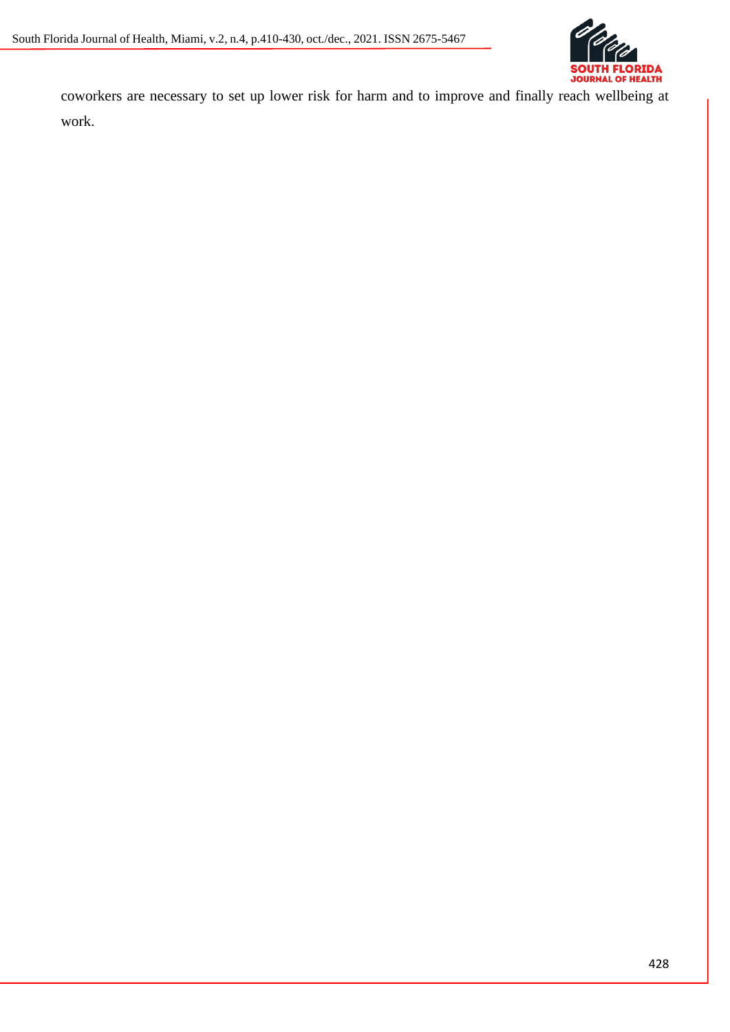coworkers are necessary to set up lower risk for harm and to improve and finally reach wellbeing at work.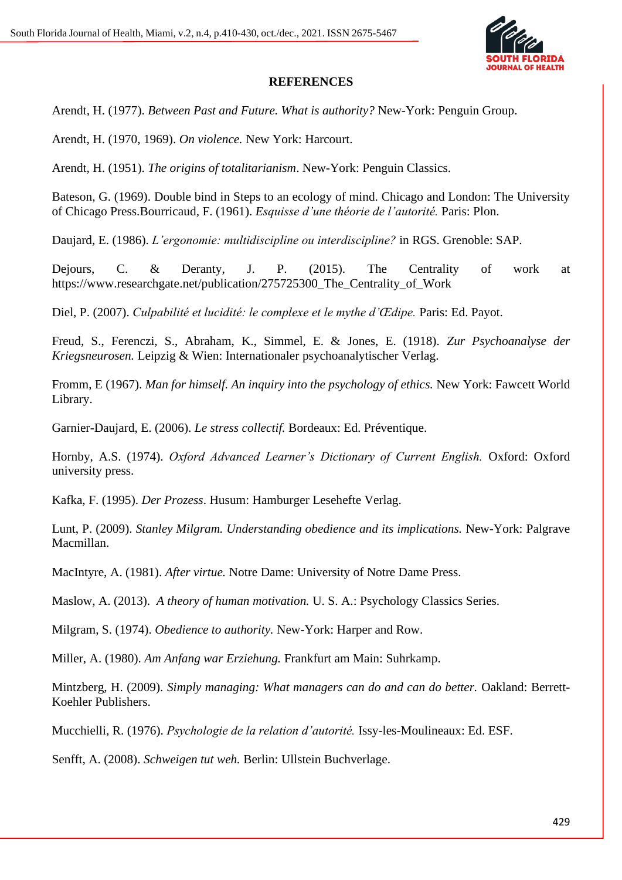## REFERENCES

Arendt, H. (1977). *Between Past and Future. What is authority?* New-York: Penguin Group.

Arendt, H. (1970, 1969). *On violence.* New York: Harcourt.

Arendt, H. (1951). *The origins of totalitarianism*. New-York: Penguin Classics.

Bateson, G. (1969). Double bind in Steps to an ecology of mind. Chicago and London: The University of Chicago Press.Bourricaud, F. (1961). *Esquisse d'une théorie de l'autorité.* Paris: Plon.

Daujard, E. (1986). *L'ergonomie: multidiscipline ou interdiscipline?* in RGS. Grenoble: SAP.

Dejours, C. & Deranty, J. P. (2015). The Centrality of work at https://www.researchgate.net/publication/275725300_The_Centrality_of_Work

Diel, P. (2007). *Culpabilité et lucidité: le complexe et le mythe d'Œdipe.* Paris: Ed. Payot.

Freud, S., Ferenczi, S., Abraham, K., Simmel, E. & Jones, E. (1918). *Zur Psychoanalyse der Kriegsneurosen.* Leipzig & Wien: Internationaler psychoanalytischer Verlag.

Fromm, E (1967). *Man for himself. An inquiry into the psychology of ethics.* New York: Fawcett World Library.

Garnier-Daujard, E. (2006). *Le stress collectif.* Bordeaux: Ed. Préventique.

Hornby, A.S. (1974). *Oxford Advanced Learner's Dictionary of Current English.* Oxford: Oxford university press.

Kafka, F. (1995). *Der Prozess*. Husum: Hamburger Lesehefte Verlag.

Lunt, P. (2009). *Stanley Milgram. Understanding obedience and its implications.* New-York: Palgrave Macmillan.

MacIntyre, A. (1981). *After virtue.* Notre Dame: University of Notre Dame Press.

Maslow, A. (2013). *A theory of human motivation.* U. S. A.: Psychology Classics Series.

Milgram, S. (1974). *Obedience to authority.* New-York: Harper and Row.

Miller, A. (1980). *Am Anfang war Erziehung.* Frankfurt am Main: Suhrkamp.

Mintzberg, H. (2009). *Simply managing: What managers can do and can do better.* Oakland: Berrett-Koehler Publishers.

Mucchielli, R. (1976). *Psychologie de la relation d'autorité.* Issy-les-Moulineaux: Ed. ESF.

Senfft, A. (2008). *Schweigen tut weh.* Berlin: Ullstein Buchverlage.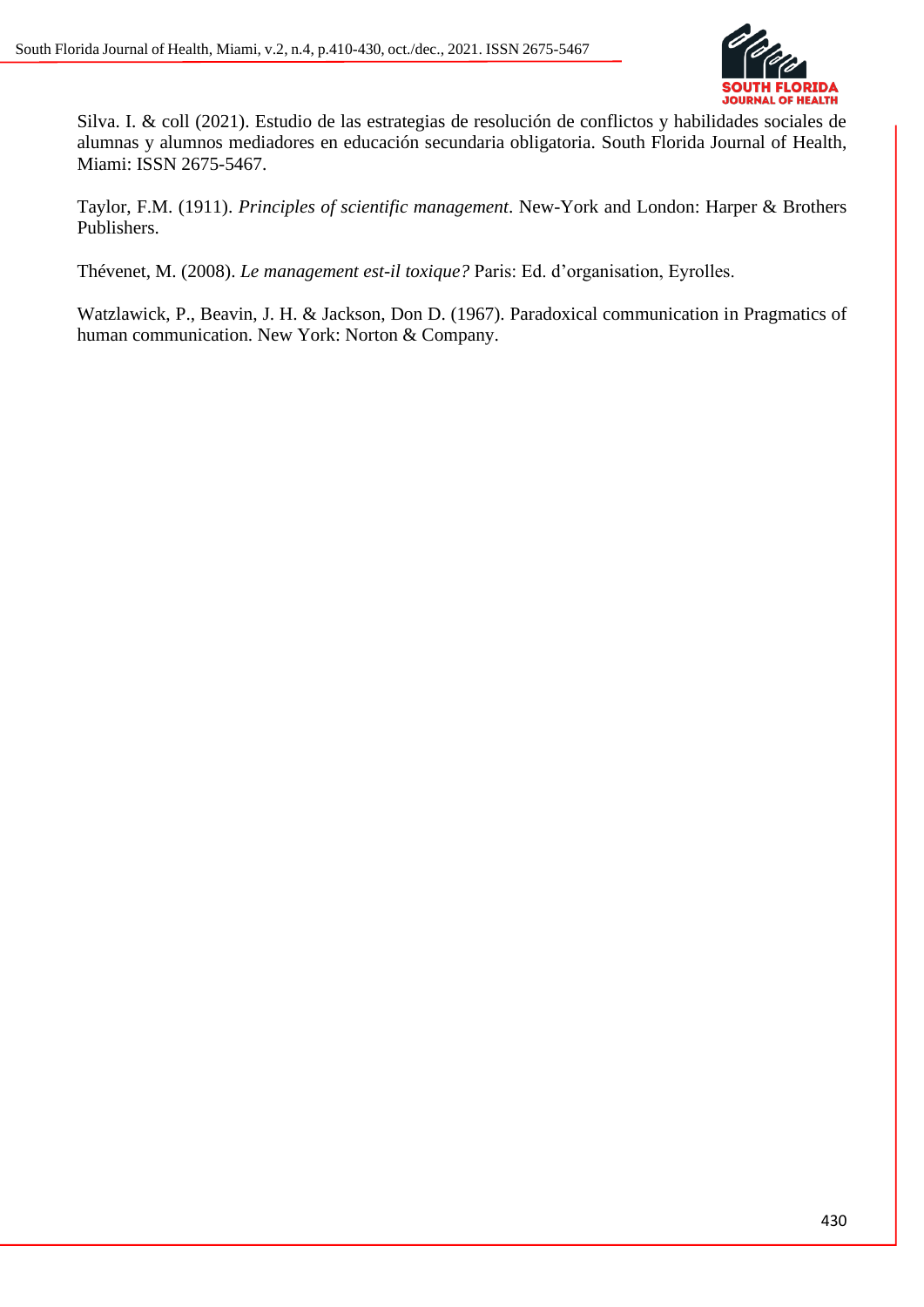Silva. I. & coll (2021). Estudio de las estrategias de resolución de conflictos y habilidades sociales de alumnas y alumnos mediadores en educación secundaria obligatoria. South Florida Journal of Health, Miami: ISSN 2675-5467.

Taylor, F.M. (1911). *Principles of scientific management*. New-York and London: Harper & Brothers Publishers.

Thévenet, M. (2008). *Le management est-il toxique?* Paris: Ed. d'organisation, Eyrolles.

Watzlawick, P., Beavin, J. H. & Jackson, Don D. (1967). Paradoxical communication in Pragmatics of human communication. New York: Norton & Company.